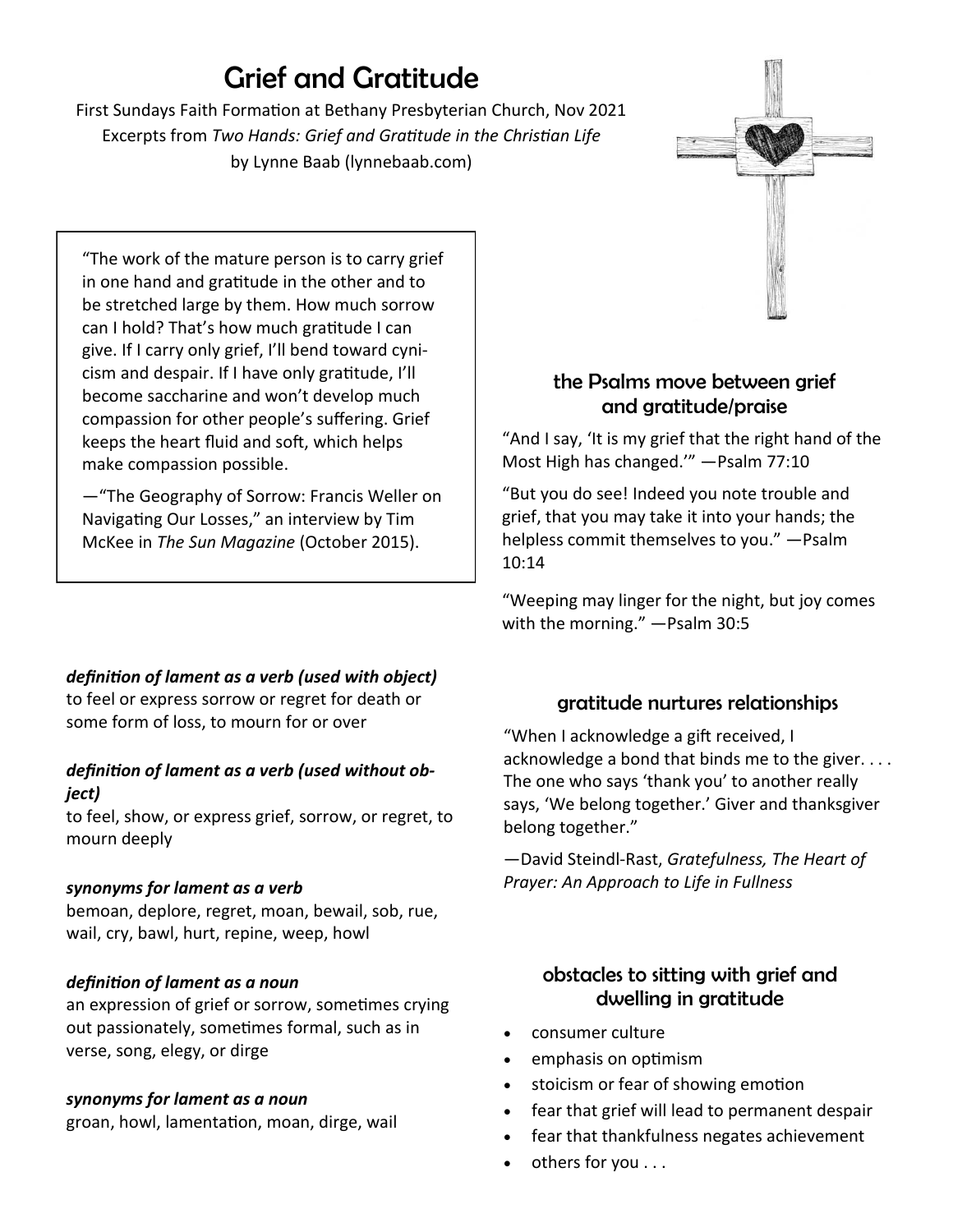# Grief and Gratitude

First Sundays Faith Formation at Bethany Presbyterian Church, Nov 2021
Excerpts from *Two Hands: Grief and Gratitude in the Christian Life*
by Lynne Baab (lynnebaab.com)

> "The work of the mature person is to carry grief in one hand and gratitude in the other and to be stretched large by them. How much sorrow can I hold? That's how much gratitude I can give. If I carry only grief, I'll bend toward cynicism and despair. If I have only gratitude, I'll become saccharine and won't develop much compassion for other people's suffering. Grief keeps the heart fluid and soft, which helps make compassion possible.
>
> —"The Geography of Sorrow: Francis Weller on Navigating Our Losses," an interview by Tim McKee in *The Sun Magazine* (October 2015).

***definition of lament as a verb (used with object)***
to feel or express sorrow or regret for death or some form of loss, to mourn for or over

***definition of lament as a verb (used without object)***
to feel, show, or express grief, sorrow, or regret, to mourn deeply

***synonyms for lament as a verb***
bemoan, deplore, regret, moan, bewail, sob, rue, wail, cry, bawl, hurt, repine, weep, howl

***definition of lament as a noun***
an expression of grief or sorrow, sometimes crying out passionately, sometimes formal, such as in verse, song, elegy, or dirge

***synonyms for lament as a noun***
groan, howl, lamentation, moan, dirge, wail

## the Psalms move between grief and gratitude/praise

"And I say, 'It is my grief that the right hand of the Most High has changed.'" —Psalm 77:10

"But you do see! Indeed you note trouble and grief, that you may take it into your hands; the helpless commit themselves to you." —Psalm 10:14

"Weeping may linger for the night, but joy comes with the morning." —Psalm 30:5

## gratitude nurtures relationships

"When I acknowledge a gift received, I acknowledge a bond that binds me to the giver. . . . The one who says 'thank you' to another really says, 'We belong together.' Giver and thanksgiver belong together."

—David Steindl-Rast, *Gratefulness, The Heart of Prayer: An Approach to Life in Fullness*

## obstacles to sitting with grief and dwelling in gratitude

- consumer culture
- emphasis on optimism
- stoicism or fear of showing emotion
- fear that grief will lead to permanent despair
- fear that thankfulness negates achievement
- others for you . . .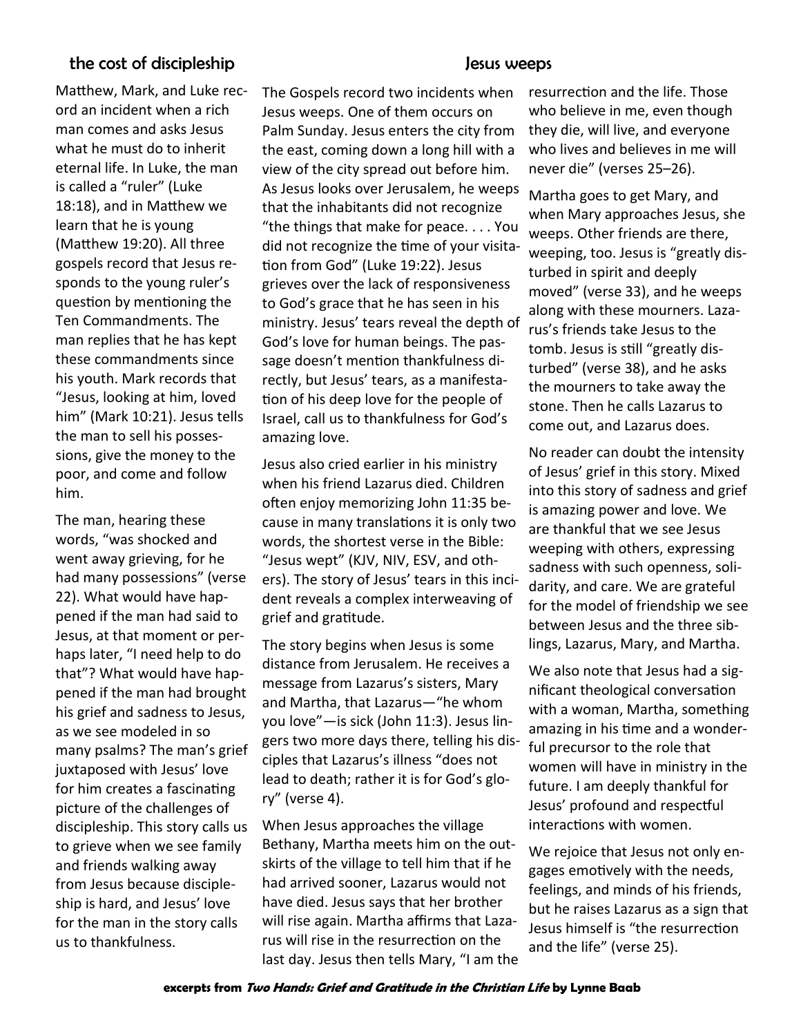## the cost of discipleship

Matthew, Mark, and Luke record an incident when a rich man comes and asks Jesus what he must do to inherit eternal life. In Luke, the man is called a "ruler" (Luke 18:18), and in Matthew we learn that he is young (Matthew 19:20). All three gospels record that Jesus responds to the young ruler's question by mentioning the Ten Commandments. The man replies that he has kept these commandments since his youth. Mark records that "Jesus, looking at him, loved him" (Mark 10:21). Jesus tells the man to sell his possessions, give the money to the poor, and come and follow him.

The man, hearing these words, "was shocked and went away grieving, for he had many possessions" (verse 22). What would have happened if the man had said to Jesus, at that moment or perhaps later, "I need help to do that"? What would have happened if the man had brought his grief and sadness to Jesus, as we see modeled in so many psalms? The man's grief juxtaposed with Jesus' love for him creates a fascinating picture of the challenges of discipleship. This story calls us to grieve when we see family and friends walking away from Jesus because discipleship is hard, and Jesus' love for the man in the story calls us to thankfulness.

## Jesus weeps

The Gospels record two incidents when Jesus weeps. One of them occurs on Palm Sunday. Jesus enters the city from the east, coming down a long hill with a view of the city spread out before him. As Jesus looks over Jerusalem, he weeps that the inhabitants did not recognize "the things that make for peace. . . . You did not recognize the time of your visitation from God" (Luke 19:22). Jesus grieves over the lack of responsiveness to God's grace that he has seen in his ministry. Jesus' tears reveal the depth of God's love for human beings. The passage doesn't mention thankfulness directly, but Jesus' tears, as a manifestation of his deep love for the people of Israel, call us to thankfulness for God's amazing love.

Jesus also cried earlier in his ministry when his friend Lazarus died. Children often enjoy memorizing John 11:35 because in many translations it is only two words, the shortest verse in the Bible: "Jesus wept" (KJV, NIV, ESV, and others). The story of Jesus' tears in this incident reveals a complex interweaving of grief and gratitude.

The story begins when Jesus is some distance from Jerusalem. He receives a message from Lazarus's sisters, Mary and Martha, that Lazarus—"he whom you love"—is sick (John 11:3). Jesus lingers two more days there, telling his disciples that Lazarus's illness "does not lead to death; rather it is for God's glory" (verse 4).

When Jesus approaches the village Bethany, Martha meets him on the outskirts of the village to tell him that if he had arrived sooner, Lazarus would not have died. Jesus says that her brother will rise again. Martha affirms that Lazarus will rise in the resurrection on the last day. Jesus then tells Mary, "I am the resurrection and the life. Those who believe in me, even though they die, will live, and everyone who lives and believes in me will never die" (verses 25–26).

Martha goes to get Mary, and when Mary approaches Jesus, she weeps. Other friends are there, weeping, too. Jesus is "greatly disturbed in spirit and deeply moved" (verse 33), and he weeps along with these mourners. Lazarus's friends take Jesus to the tomb. Jesus is still "greatly disturbed" (verse 38), and he asks the mourners to take away the stone. Then he calls Lazarus to come out, and Lazarus does.

No reader can doubt the intensity of Jesus' grief in this story. Mixed into this story of sadness and grief is amazing power and love. We are thankful that we see Jesus weeping with others, expressing sadness with such openness, solidarity, and care. We are grateful for the model of friendship we see between Jesus and the three siblings, Lazarus, Mary, and Martha.

We also note that Jesus had a significant theological conversation with a woman, Martha, something amazing in his time and a wonderful precursor to the role that women will have in ministry in the future. I am deeply thankful for Jesus' profound and respectful interactions with women.

We rejoice that Jesus not only engages emotively with the needs, feelings, and minds of his friends, but he raises Lazarus as a sign that Jesus himself is "the resurrection and the life" (verse 25).

**excerpts from *Two Hands: Grief and Gratitude in the Christian Life* by Lynne Baab**